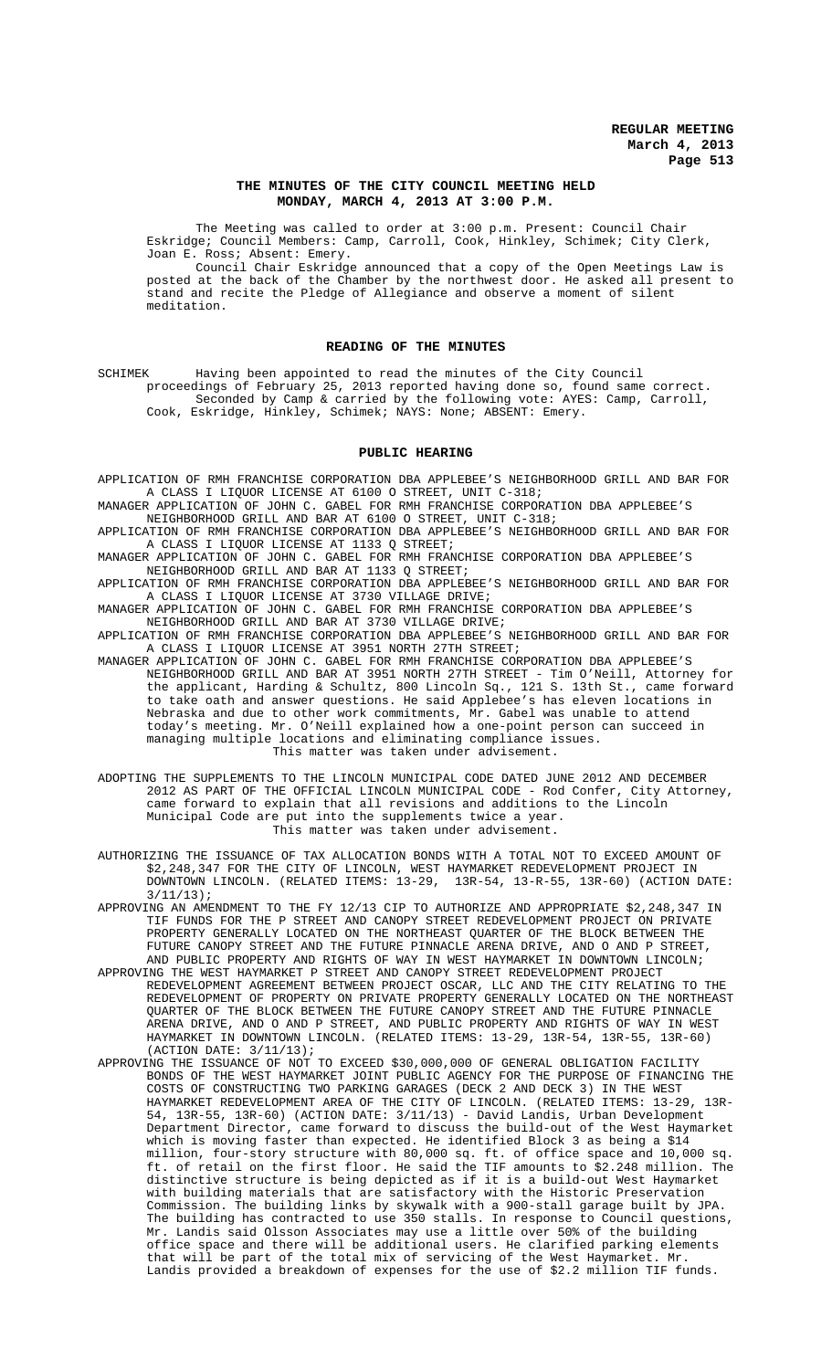# THE MINUTES OF THE CITY COUNCIL MEETING HELD MONDAY, MARCH 4, 2013 AT 3:00 P.M.

The Meeting was called to order at 3:00 p.m. Present: Council Chair Eskridge; Council Members: Camp, Carroll, Cook, Hinkley, Schimek; City Clerk, Joan E. Ross; Absent: Emery.

Council Chair Eskridge announced that a copy of the Open Meetings Law is posted at the back of the Chamber by the northwest door. He asked all present to stand and recite the Pledge of Allegiance and observe a moment of silent meditation.

## READING OF THE MINUTES

SCHIMEK Having been appointed to read the minutes of the City Council proceedings of February 25, 2013 reported having done so, found same correct. Seconded by Camp & carried by the following vote: AYES: Camp, Carroll, Cook, Eskridge, Hinkley, Schimek; NAYS: None; ABSENT: Emery.

## PUBLIC HEARING

APPLICATION OF RMH FRANCHISE CORPORATION DBA APPLEBEE'S NEIGHBORHOOD GRILL AND BAR FOR A CLASS I LIQUOR LICENSE AT 6100 O STREET, UNIT C-318;

MANAGER APPLICATION OF JOHN C. GABEL FOR RMH FRANCHISE CORPORATION DBA APPLEBEE'S NEIGHBORHOOD GRILL AND BAR AT 6100 O STREET, UNIT C-318;

APPLICATION OF RMH FRANCHISE CORPORATION DBA APPLEBEE'S NEIGHBORHOOD GRILL AND BAR FOR A CLASS I LIQUOR LICENSE AT 1133 Q STREET;

MANAGER APPLICATION OF JOHN C. GABEL FOR RMH FRANCHISE CORPORATION DBA APPLEBEE'S NEIGHBORHOOD GRILL AND BAR AT 1133 Q STREET;

APPLICATION OF RMH FRANCHISE CORPORATION DBA APPLEBEE'S NEIGHBORHOOD GRILL AND BAR FOR A CLASS I LIQUOR LICENSE AT 3730 VILLAGE DRIVE;

MANAGER APPLICATION OF JOHN C. GABEL FOR RMH FRANCHISE CORPORATION DBA APPLEBEE'S NEIGHBORHOOD GRILL AND BAR AT 3730 VILLAGE DRIVE;

APPLICATION OF RMH FRANCHISE CORPORATION DBA APPLEBEE'S NEIGHBORHOOD GRILL AND BAR FOR A CLASS I LIQUOR LICENSE AT 3951 NORTH 27TH STREET;

MANAGER APPLICATION OF JOHN C. GABEL FOR RMH FRANCHISE CORPORATION DBA APPLEBEE'S NEIGHBORHOOD GRILL AND BAR AT 3951 NORTH 27TH STREET - Tim O'Neill, Attorney for the applicant, Harding & Schultz, 800 Lincoln Sq., 121 S. 13th St., came forward to take oath and answer questions. He said Applebee's has eleven locations in Nebraska and due to other work commitments, Mr. Gabel was unable to attend today's meeting. Mr. O'Neill explained how a one-point person can succeed in managing multiple locations and eliminating compliance issues.
This matter was taken under advisement.

ADOPTING THE SUPPLEMENTS TO THE LINCOLN MUNICIPAL CODE DATED JUNE 2012 AND DECEMBER 2012 AS PART OF THE OFFICIAL LINCOLN MUNICIPAL CODE - Rod Confer, City Attorney, came forward to explain that all revisions and additions to the Lincoln Municipal Code are put into the supplements twice a year.
This matter was taken under advisement.

AUTHORIZING THE ISSUANCE OF TAX ALLOCATION BONDS WITH A TOTAL NOT TO EXCEED AMOUNT OF $2,248,347 FOR THE CITY OF LINCOLN, WEST HAYMARKET REDEVELOPMENT PROJECT IN DOWNTOWN LINCOLN. (RELATED ITEMS: 13-29, 13R-54, 13-R-55, 13R-60) (ACTION DATE: 3/11/13);

APPROVING AN AMENDMENT TO THE FY 12/13 CIP TO AUTHORIZE AND APPROPRIATE $2,248,347 IN TIF FUNDS FOR THE P STREET AND CANOPY STREET REDEVELOPMENT PROJECT ON PRIVATE PROPERTY GENERALLY LOCATED ON THE NORTHEAST QUARTER OF THE BLOCK BETWEEN THE FUTURE CANOPY STREET AND THE FUTURE PINNACLE ARENA DRIVE, AND O AND P STREET, AND PUBLIC PROPERTY AND RIGHTS OF WAY IN WEST HAYMARKET IN DOWNTOWN LINCOLN;

APPROVING THE WEST HAYMARKET P STREET AND CANOPY STREET REDEVELOPMENT PROJECT REDEVELOPMENT AGREEMENT BETWEEN PROJECT OSCAR, LLC AND THE CITY RELATING TO THE REDEVELOPMENT OF PROPERTY ON PRIVATE PROPERTY GENERALLY LOCATED ON THE NORTHEAST QUARTER OF THE BLOCK BETWEEN THE FUTURE CANOPY STREET AND THE FUTURE PINNACLE ARENA DRIVE, AND O AND P STREET, AND PUBLIC PROPERTY AND RIGHTS OF WAY IN WEST HAYMARKET IN DOWNTOWN LINCOLN. (RELATED ITEMS: 13-29, 13R-54, 13R-55, 13R-60) (ACTION DATE: 3/11/13);

APPROVING THE ISSUANCE OF NOT TO EXCEED $30,000,000 OF GENERAL OBLIGATION FACILITY BONDS OF THE WEST HAYMARKET JOINT PUBLIC AGENCY FOR THE PURPOSE OF FINANCING THE COSTS OF CONSTRUCTING TWO PARKING GARAGES (DECK 2 AND DECK 3) IN THE WEST HAYMARKET REDEVELOPMENT AREA OF THE CITY OF LINCOLN. (RELATED ITEMS: 13-29, 13R-54, 13R-55, 13R-60) (ACTION DATE: 3/11/13) - David Landis, Urban Development Department Director, came forward to discuss the build-out of the West Haymarket which is moving faster than expected. He identified Block 3 as being a $14 million, four-story structure with 80,000 sq. ft. of office space and 10,000 sq. ft. of retail on the first floor. He said the TIF amounts to $2.248 million. The distinctive structure is being depicted as if it is a build-out West Haymarket with building materials that are satisfactory with the Historic Preservation Commission. The building links by skywalk with a 900-stall garage built by JPA. The building has contracted to use 350 stalls. In response to Council questions, Mr. Landis said Olsson Associates may use a little over 50% of the building office space and there will be additional users. He clarified parking elements that will be part of the total mix of servicing of the West Haymarket. Mr. Landis provided a breakdown of expenses for the use of $2.2 million TIF funds.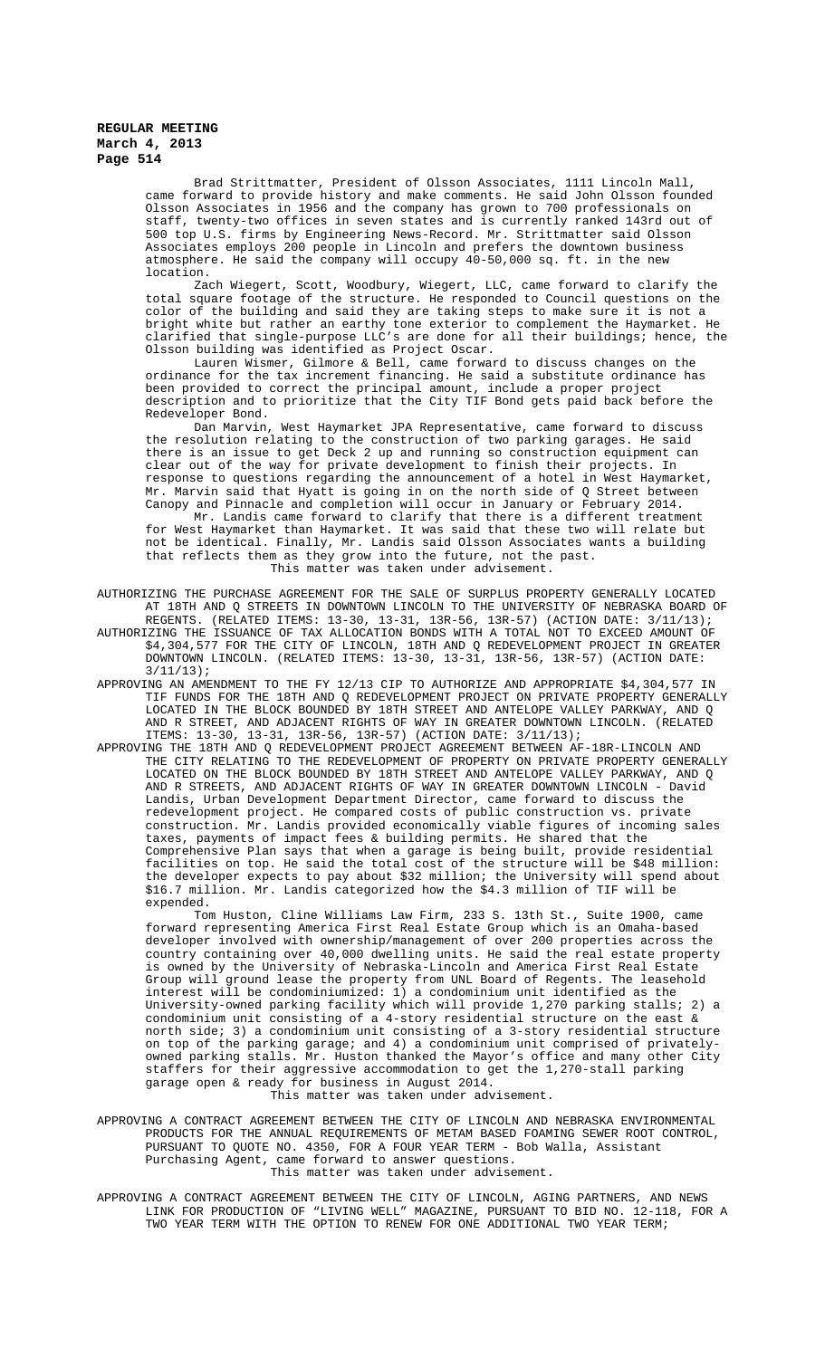Brad Strittmatter, President of Olsson Associates, 1111 Lincoln Mall, came forward to provide history and make comments. He said John Olsson founded Olsson Associates in 1956 and the company has grown to 700 professionals on staff, twenty-two offices in seven states and is currently ranked 143rd out of 500 top U.S. firms by Engineering News-Record. Mr. Strittmatter said Olsson Associates employs 200 people in Lincoln and prefers the downtown business atmosphere. He said the company will occupy 40-50,000 sq. ft. in the new location.

Zach Wiegert, Scott, Woodbury, Wiegert, LLC, came forward to clarify the total square footage of the structure. He responded to Council questions on the color of the building and said they are taking steps to make sure it is not a bright white but rather an earthy tone exterior to complement the Haymarket. He clarified that single-purpose LLC's are done for all their buildings; hence, the Olsson building was identified as Project Oscar.

Lauren Wismer, Gilmore & Bell, came forward to discuss changes on the ordinance for the tax increment financing. He said a substitute ordinance has been provided to correct the principal amount, include a proper project description and to prioritize that the City TIF Bond gets paid back before the Redeveloper Bond.

Dan Marvin, West Haymarket JPA Representative, came forward to discuss the resolution relating to the construction of two parking garages. He said there is an issue to get Deck 2 up and running so construction equipment can clear out of the way for private development to finish their projects. In response to questions regarding the announcement of a hotel in West Haymarket, Mr. Marvin said that Hyatt is going in on the north side of Q Street between Canopy and Pinnacle and completion will occur in January or February 2014.

Mr. Landis came forward to clarify that there is a different treatment for West Haymarket than Haymarket. It was said that these two will relate but not be identical. Finally, Mr. Landis said Olsson Associates wants a building that reflects them as they grow into the future, not the past.

This matter was taken under advisement.

AUTHORIZING THE PURCHASE AGREEMENT FOR THE SALE OF SURPLUS PROPERTY GENERALLY LOCATED AT 18TH AND Q STREETS IN DOWNTOWN LINCOLN TO THE UNIVERSITY OF NEBRASKA BOARD OF REGENTS. (RELATED ITEMS: 13-30, 13-31, 13R-56, 13R-57) (ACTION DATE: 3/11/13);

AUTHORIZING THE ISSUANCE OF TAX ALLOCATION BONDS WITH A TOTAL NOT TO EXCEED AMOUNT OF $4,304,577 FOR THE CITY OF LINCOLN, 18TH AND Q REDEVELOPMENT PROJECT IN GREATER DOWNTOWN LINCOLN. (RELATED ITEMS: 13-30, 13-31, 13R-56, 13R-57) (ACTION DATE: 3/11/13);

APPROVING AN AMENDMENT TO THE FY 12/13 CIP TO AUTHORIZE AND APPROPRIATE $4,304,577 IN TIF FUNDS FOR THE 18TH AND Q REDEVELOPMENT PROJECT ON PRIVATE PROPERTY GENERALLY LOCATED IN THE BLOCK BOUNDED BY 18TH STREET AND ANTELOPE VALLEY PARKWAY, AND Q AND R STREET, AND ADJACENT RIGHTS OF WAY IN GREATER DOWNTOWN LINCOLN. (RELATED ITEMS: 13-30, 13-31, 13R-56, 13R-57) (ACTION DATE: 3/11/13);

APPROVING THE 18TH AND Q REDEVELOPMENT PROJECT AGREEMENT BETWEEN AF-18R-LINCOLN AND THE CITY RELATING TO THE REDEVELOPMENT OF PROPERTY ON PRIVATE PROPERTY GENERALLY LOCATED ON THE BLOCK BOUNDED BY 18TH STREET AND ANTELOPE VALLEY PARKWAY, AND Q AND R STREETS, AND ADJACENT RIGHTS OF WAY IN GREATER DOWNTOWN LINCOLN - David Landis, Urban Development Department Director, came forward to discuss the redevelopment project. He compared costs of public construction vs. private construction. Mr. Landis provided economically viable figures of incoming sales taxes, payments of impact fees & building permits. He shared that the Comprehensive Plan says that when a garage is being built, provide residential facilities on top. He said the total cost of the structure will be $48 million: the developer expects to pay about $32 million; the University will spend about $16.7 million. Mr. Landis categorized how the $4.3 million of TIF will be expended.

Tom Huston, Cline Williams Law Firm, 233 S. 13th St., Suite 1900, came forward representing America First Real Estate Group which is an Omaha-based developer involved with ownership/management of over 200 properties across the country containing over 40,000 dwelling units. He said the real estate property is owned by the University of Nebraska-Lincoln and America First Real Estate Group will ground lease the property from UNL Board of Regents. The leasehold interest will be condominiumized: 1) a condominium unit identified as the University-owned parking facility which will provide 1,270 parking stalls; 2) a condominium unit consisting of a 4-story residential structure on the east & north side; 3) a condominium unit consisting of a 3-story residential structure on top of the parking garage; and 4) a condominium unit comprised of privately-owned parking stalls. Mr. Huston thanked the Mayor's office and many other City staffers for their aggressive accommodation to get the 1,270-stall parking garage open & ready for business in August 2014.

This matter was taken under advisement.

APPROVING A CONTRACT AGREEMENT BETWEEN THE CITY OF LINCOLN AND NEBRASKA ENVIRONMENTAL PRODUCTS FOR THE ANNUAL REQUIREMENTS OF METAM BASED FOAMING SEWER ROOT CONTROL, PURSUANT TO QUOTE NO. 4350, FOR A FOUR YEAR TERM - Bob Walla, Assistant Purchasing Agent, came forward to answer questions.

This matter was taken under advisement.

APPROVING A CONTRACT AGREEMENT BETWEEN THE CITY OF LINCOLN, AGING PARTNERS, AND NEWS LINK FOR PRODUCTION OF "LIVING WELL" MAGAZINE, PURSUANT TO BID NO. 12-118, FOR A TWO YEAR TERM WITH THE OPTION TO RENEW FOR ONE ADDITIONAL TWO YEAR TERM;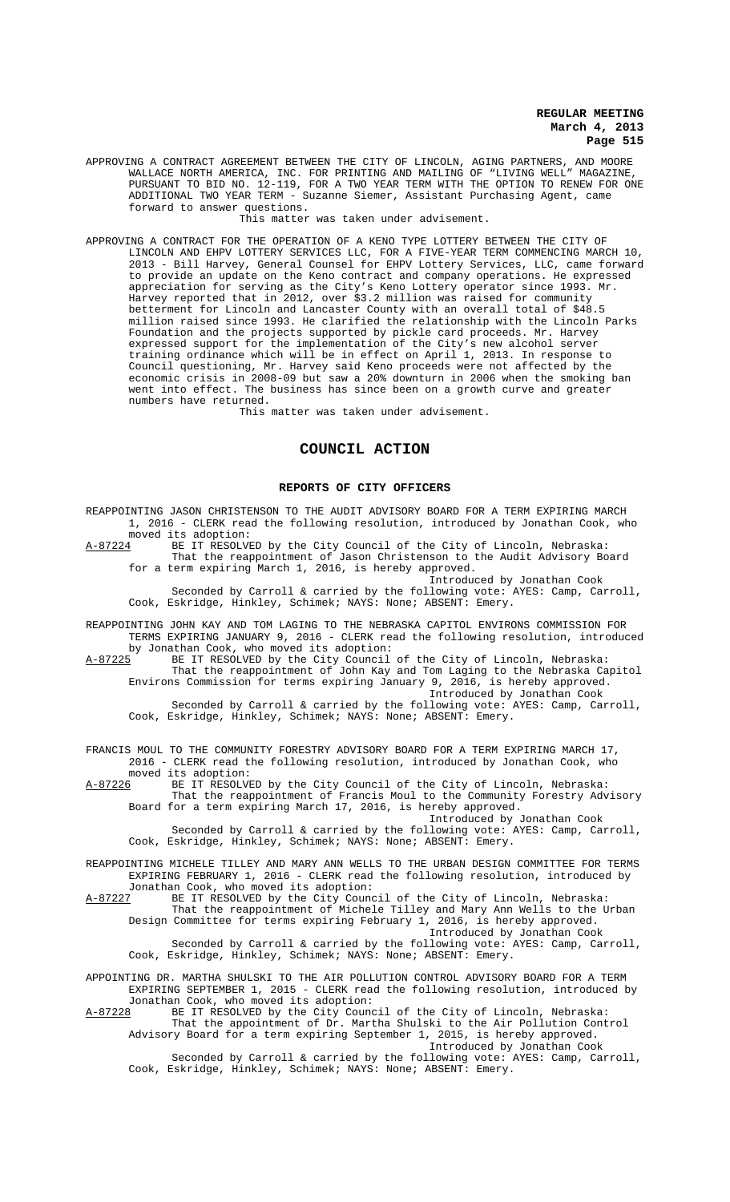APPROVING A CONTRACT AGREEMENT BETWEEN THE CITY OF LINCOLN, AGING PARTNERS, AND MOORE WALLACE NORTH AMERICA, INC. FOR PRINTING AND MAILING OF "LIVING WELL" MAGAZINE, PURSUANT TO BID NO. 12-119, FOR A TWO YEAR TERM WITH THE OPTION TO RENEW FOR ONE ADDITIONAL TWO YEAR TERM - Suzanne Siemer, Assistant Purchasing Agent, came forward to answer questions.

This matter was taken under advisement.

APPROVING A CONTRACT FOR THE OPERATION OF A KENO TYPE LOTTERY BETWEEN THE CITY OF LINCOLN AND EHPV LOTTERY SERVICES LLC, FOR A FIVE-YEAR TERM COMMENCING MARCH 10, 2013 - Bill Harvey, General Counsel for EHPV Lottery Services, LLC, came forward to provide an update on the Keno contract and company operations. He expressed appreciation for serving as the City's Keno Lottery operator since 1993. Mr. Harvey reported that in 2012, over $3.2 million was raised for community betterment for Lincoln and Lancaster County with an overall total of $48.5 million raised since 1993. He clarified the relationship with the Lincoln Parks Foundation and the projects supported by pickle card proceeds. Mr. Harvey expressed support for the implementation of the City's new alcohol server training ordinance which will be in effect on April 1, 2013. In response to Council questioning, Mr. Harvey said Keno proceeds were not affected by the economic crisis in 2008-09 but saw a 20% downturn in 2006 when the smoking ban went into effect. The business has since been on a growth curve and greater numbers have returned.

This matter was taken under advisement.

# COUNCIL ACTION

## REPORTS OF CITY OFFICERS

REAPPOINTING JASON CHRISTENSON TO THE AUDIT ADVISORY BOARD FOR A TERM EXPIRING MARCH 1, 2016 - CLERK read the following resolution, introduced by Jonathan Cook, who moved its adoption:

A-87224 BE IT RESOLVED by the City Council of the City of Lincoln, Nebraska:
That the reappointment of Jason Christenson to the Audit Advisory Board for a term expiring March 1, 2016, is hereby approved.

Introduced by Jonathan Cook

Seconded by Carroll & carried by the following vote: AYES: Camp, Carroll, Cook, Eskridge, Hinkley, Schimek; NAYS: None; ABSENT: Emery.

REAPPOINTING JOHN KAY AND TOM LAGING TO THE NEBRASKA CAPITOL ENVIRONS COMMISSION FOR TERMS EXPIRING JANUARY 9, 2016 - CLERK read the following resolution, introduced by Jonathan Cook, who moved its adoption:

A-87225 BE IT RESOLVED by the City Council of the City of Lincoln, Nebraska:
That the reappointment of John Kay and Tom Laging to the Nebraska Capitol Environs Commission for terms expiring January 9, 2016, is hereby approved.

Introduced by Jonathan Cook

Seconded by Carroll & carried by the following vote: AYES: Camp, Carroll, Cook, Eskridge, Hinkley, Schimek; NAYS: None; ABSENT: Emery.

FRANCIS MOUL TO THE COMMUNITY FORESTRY ADVISORY BOARD FOR A TERM EXPIRING MARCH 17, 2016 - CLERK read the following resolution, introduced by Jonathan Cook, who moved its adoption:

A-87226 BE IT RESOLVED by the City Council of the City of Lincoln, Nebraska:
That the reappointment of Francis Moul to the Community Forestry Advisory Board for a term expiring March 17, 2016, is hereby approved.

Introduced by Jonathan Cook

Seconded by Carroll & carried by the following vote: AYES: Camp, Carroll, Cook, Eskridge, Hinkley, Schimek; NAYS: None; ABSENT: Emery.

REAPPOINTING MICHELE TILLEY AND MARY ANN WELLS TO THE URBAN DESIGN COMMITTEE FOR TERMS EXPIRING FEBRUARY 1, 2016 - CLERK read the following resolution, introduced by Jonathan Cook, who moved its adoption:

A-87227 BE IT RESOLVED by the City Council of the City of Lincoln, Nebraska:
That the reappointment of Michele Tilley and Mary Ann Wells to the Urban Design Committee for terms expiring February 1, 2016, is hereby approved.

Introduced by Jonathan Cook

Seconded by Carroll & carried by the following vote: AYES: Camp, Carroll, Cook, Eskridge, Hinkley, Schimek; NAYS: None; ABSENT: Emery.

APPOINTING DR. MARTHA SHULSKI TO THE AIR POLLUTION CONTROL ADVISORY BOARD FOR A TERM EXPIRING SEPTEMBER 1, 2015 - CLERK read the following resolution, introduced by Jonathan Cook, who moved its adoption:

A-87228 BE IT RESOLVED by the City Council of the City of Lincoln, Nebraska:
That the appointment of Dr. Martha Shulski to the Air Pollution Control Advisory Board for a term expiring September 1, 2015, is hereby approved.

Introduced by Jonathan Cook

Seconded by Carroll & carried by the following vote: AYES: Camp, Carroll, Cook, Eskridge, Hinkley, Schimek; NAYS: None; ABSENT: Emery.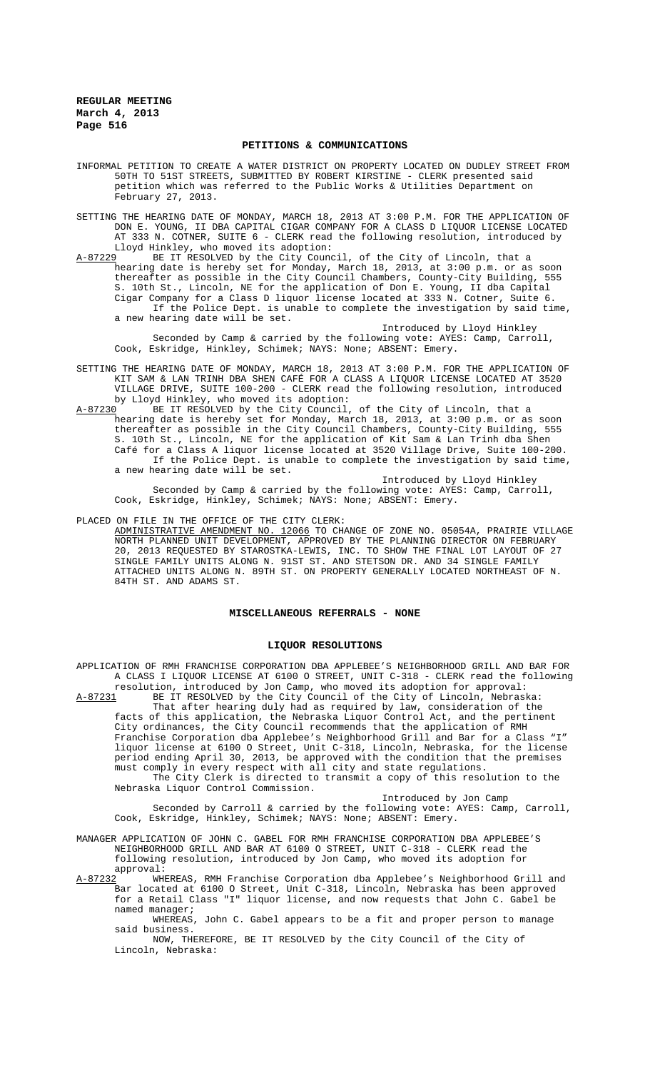## PETITIONS & COMMUNICATIONS

INFORMAL PETITION TO CREATE A WATER DISTRICT ON PROPERTY LOCATED ON DUDLEY STREET FROM 50TH TO 51ST STREETS, SUBMITTED BY ROBERT KIRSTINE - CLERK presented said petition which was referred to the Public Works & Utilities Department on February 27, 2013.

SETTING THE HEARING DATE OF MONDAY, MARCH 18, 2013 AT 3:00 P.M. FOR THE APPLICATION OF DON E. YOUNG, II DBA CAPITAL CIGAR COMPANY FOR A CLASS D LIQUOR LICENSE LOCATED AT 333 N. COTNER, SUITE 6 - CLERK read the following resolution, introduced by Lloyd Hinkley, who moved its adoption:

A-87229 BE IT RESOLVED by the City Council, of the City of Lincoln, that a hearing date is hereby set for Monday, March 18, 2013, at 3:00 p.m. or as soon thereafter as possible in the City Council Chambers, County-City Building, 555 S. 10th St., Lincoln, NE for the application of Don E. Young, II dba Capital Cigar Company for a Class D liquor license located at 333 N. Cotner, Suite 6.

If the Police Dept. is unable to complete the investigation by said time, a new hearing date will be set.

Introduced by Lloyd Hinkley

Seconded by Camp & carried by the following vote: AYES: Camp, Carroll, Cook, Eskridge, Hinkley, Schimek; NAYS: None; ABSENT: Emery.

SETTING THE HEARING DATE OF MONDAY, MARCH 18, 2013 AT 3:00 P.M. FOR THE APPLICATION OF KIT SAM & LAN TRINH DBA SHEN CAFÉ FOR A CLASS A LIQUOR LICENSE LOCATED AT 3520 VILLAGE DRIVE, SUITE 100-200 - CLERK read the following resolution, introduced by Lloyd Hinkley, who moved its adoption:

A-87230 BE IT RESOLVED by the City Council, of the City of Lincoln, that a hearing date is hereby set for Monday, March 18, 2013, at 3:00 p.m. or as soon thereafter as possible in the City Council Chambers, County-City Building, 555 S. 10th St., Lincoln, NE for the application of Kit Sam & Lan Trinh dba Shen Café for a Class A liquor license located at 3520 Village Drive, Suite 100-200.

If the Police Dept. is unable to complete the investigation by said time, a new hearing date will be set.

Introduced by Lloyd Hinkley

Seconded by Camp & carried by the following vote: AYES: Camp, Carroll, Cook, Eskridge, Hinkley, Schimek; NAYS: None; ABSENT: Emery.

PLACED ON FILE IN THE OFFICE OF THE CITY CLERK:

ADMINISTRATIVE AMENDMENT NO. 12066 TO CHANGE OF ZONE NO. 05054A, PRAIRIE VILLAGE NORTH PLANNED UNIT DEVELOPMENT, APPROVED BY THE PLANNING DIRECTOR ON FEBRUARY 20, 2013 REQUESTED BY STAROSTKA-LEWIS, INC. TO SHOW THE FINAL LOT LAYOUT OF 27 SINGLE FAMILY UNITS ALONG N. 91ST ST. AND STETSON DR. AND 34 SINGLE FAMILY ATTACHED UNITS ALONG N. 89TH ST. ON PROPERTY GENERALLY LOCATED NORTHEAST OF N. 84TH ST. AND ADAMS ST.

## MISCELLANEOUS REFERRALS - NONE

## LIQUOR RESOLUTIONS

APPLICATION OF RMH FRANCHISE CORPORATION DBA APPLEBEE'S NEIGHBORHOOD GRILL AND BAR FOR A CLASS I LIQUOR LICENSE AT 6100 O STREET, UNIT C-318 - CLERK read the following resolution, introduced by Jon Camp, who moved its adoption for approval:

A-87231 BE IT RESOLVED by the City Council of the City of Lincoln, Nebraska:

That after hearing duly had as required by law, consideration of the facts of this application, the Nebraska Liquor Control Act, and the pertinent City ordinances, the City Council recommends that the application of RMH Franchise Corporation dba Applebee's Neighborhood Grill and Bar for a Class "I" liquor license at 6100 O Street, Unit C-318, Lincoln, Nebraska, for the license period ending April 30, 2013, be approved with the condition that the premises must comply in every respect with all city and state regulations.

The City Clerk is directed to transmit a copy of this resolution to the Nebraska Liquor Control Commission.

Introduced by Jon Camp

Seconded by Carroll & carried by the following vote: AYES: Camp, Carroll, Cook, Eskridge, Hinkley, Schimek; NAYS: None; ABSENT: Emery.

MANAGER APPLICATION OF JOHN C. GABEL FOR RMH FRANCHISE CORPORATION DBA APPLEBEE'S NEIGHBORHOOD GRILL AND BAR AT 6100 O STREET, UNIT C-318 - CLERK read the following resolution, introduced by Jon Camp, who moved its adoption for approval:

A-87232 WHEREAS, RMH Franchise Corporation dba Applebee's Neighborhood Grill and Bar located at 6100 O Street, Unit C-318, Lincoln, Nebraska has been approved for a Retail Class "I" liquor license, and now requests that John C. Gabel be named manager;

WHEREAS, John C. Gabel appears to be a fit and proper person to manage said business.

NOW, THEREFORE, BE IT RESOLVED by the City Council of the City of Lincoln, Nebraska: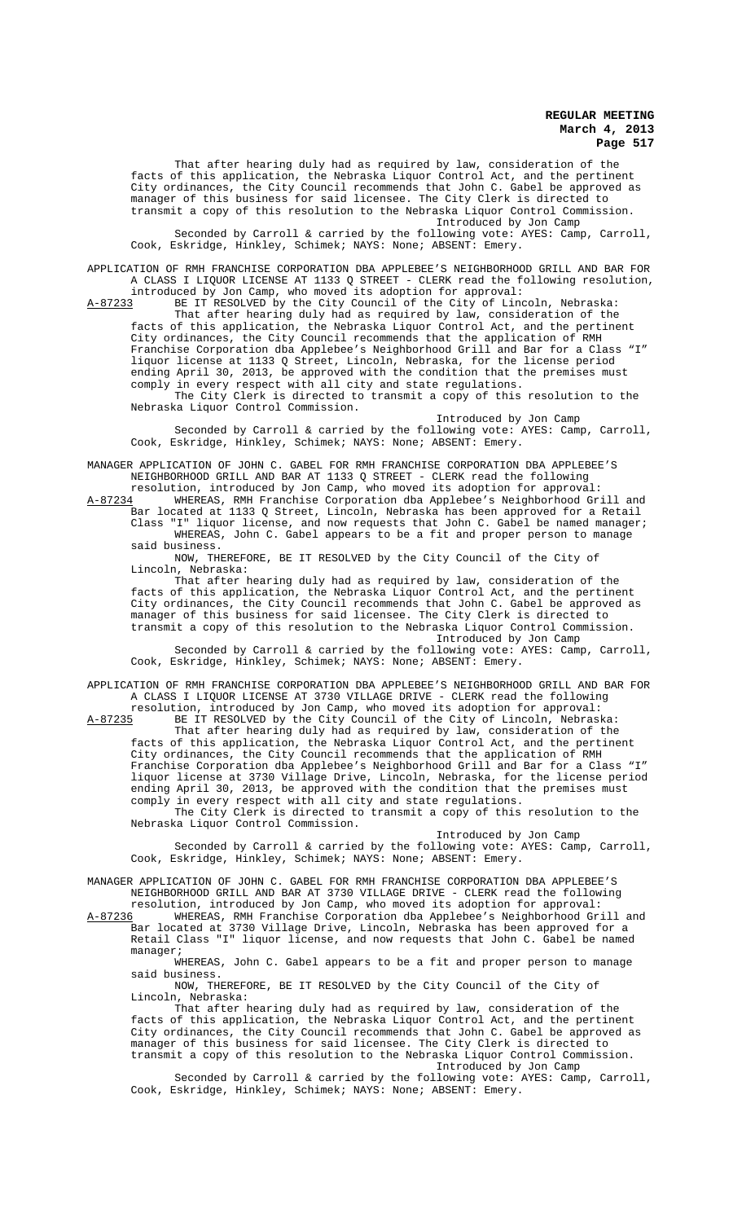That after hearing duly had as required by law, consideration of the facts of this application, the Nebraska Liquor Control Act, and the pertinent City ordinances, the City Council recommends that John C. Gabel be approved as manager of this business for said licensee. The City Clerk is directed to transmit a copy of this resolution to the Nebraska Liquor Control Commission.

Introduced by Jon Camp

Seconded by Carroll & carried by the following vote: AYES: Camp, Carroll, Cook, Eskridge, Hinkley, Schimek; NAYS: None; ABSENT: Emery.

APPLICATION OF RMH FRANCHISE CORPORATION DBA APPLEBEE'S NEIGHBORHOOD GRILL AND BAR FOR A CLASS I LIQUOR LICENSE AT 1133 Q STREET - CLERK read the following resolution, introduced by Jon Camp, who moved its adoption for approval:

A-87233 BE IT RESOLVED by the City Council of the City of Lincoln, Nebraska:

That after hearing duly had as required by law, consideration of the facts of this application, the Nebraska Liquor Control Act, and the pertinent City ordinances, the City Council recommends that the application of RMH Franchise Corporation dba Applebee's Neighborhood Grill and Bar for a Class "I" liquor license at 1133 Q Street, Lincoln, Nebraska, for the license period ending April 30, 2013, be approved with the condition that the premises must comply in every respect with all city and state regulations.

The City Clerk is directed to transmit a copy of this resolution to the Nebraska Liquor Control Commission.

Introduced by Jon Camp

Seconded by Carroll & carried by the following vote: AYES: Camp, Carroll, Cook, Eskridge, Hinkley, Schimek; NAYS: None; ABSENT: Emery.

MANAGER APPLICATION OF JOHN C. GABEL FOR RMH FRANCHISE CORPORATION DBA APPLEBEE'S NEIGHBORHOOD GRILL AND BAR AT 1133 Q STREET - CLERK read the following resolution, introduced by Jon Camp, who moved its adoption for approval:

A-87234 WHEREAS, RMH Franchise Corporation dba Applebee's Neighborhood Grill and Bar located at 1133 Q Street, Lincoln, Nebraska has been approved for a Retail Class "I" liquor license, and now requests that John C. Gabel be named manager;

WHEREAS, John C. Gabel appears to be a fit and proper person to manage said business.

NOW, THEREFORE, BE IT RESOLVED by the City Council of the City of Lincoln, Nebraska:

That after hearing duly had as required by law, consideration of the facts of this application, the Nebraska Liquor Control Act, and the pertinent City ordinances, the City Council recommends that John C. Gabel be approved as manager of this business for said licensee. The City Clerk is directed to transmit a copy of this resolution to the Nebraska Liquor Control Commission.

Introduced by Jon Camp

Seconded by Carroll & carried by the following vote: AYES: Camp, Carroll, Cook, Eskridge, Hinkley, Schimek; NAYS: None; ABSENT: Emery.

APPLICATION OF RMH FRANCHISE CORPORATION DBA APPLEBEE'S NEIGHBORHOOD GRILL AND BAR FOR A CLASS I LIQUOR LICENSE AT 3730 VILLAGE DRIVE - CLERK read the following resolution, introduced by Jon Camp, who moved its adoption for approval:

A-87235 BE IT RESOLVED by the City Council of the City of Lincoln, Nebraska:

That after hearing duly had as required by law, consideration of the facts of this application, the Nebraska Liquor Control Act, and the pertinent City ordinances, the City Council recommends that the application of RMH Franchise Corporation dba Applebee's Neighborhood Grill and Bar for a Class "I" liquor license at 3730 Village Drive, Lincoln, Nebraska, for the license period ending April 30, 2013, be approved with the condition that the premises must comply in every respect with all city and state regulations.

The City Clerk is directed to transmit a copy of this resolution to the Nebraska Liquor Control Commission.

Introduced by Jon Camp

Seconded by Carroll & carried by the following vote: AYES: Camp, Carroll, Cook, Eskridge, Hinkley, Schimek; NAYS: None; ABSENT: Emery.

MANAGER APPLICATION OF JOHN C. GABEL FOR RMH FRANCHISE CORPORATION DBA APPLEBEE'S NEIGHBORHOOD GRILL AND BAR AT 3730 VILLAGE DRIVE - CLERK read the following resolution, introduced by Jon Camp, who moved its adoption for approval:

A-87236 WHEREAS, RMH Franchise Corporation dba Applebee's Neighborhood Grill and Bar located at 3730 Village Drive, Lincoln, Nebraska has been approved for a Retail Class "I" liquor license, and now requests that John C. Gabel be named manager;

WHEREAS, John C. Gabel appears to be a fit and proper person to manage said business.

NOW, THEREFORE, BE IT RESOLVED by the City Council of the City of Lincoln, Nebraska:

That after hearing duly had as required by law, consideration of the facts of this application, the Nebraska Liquor Control Act, and the pertinent City ordinances, the City Council recommends that John C. Gabel be approved as manager of this business for said licensee. The City Clerk is directed to transmit a copy of this resolution to the Nebraska Liquor Control Commission.

Introduced by Jon Camp

Seconded by Carroll & carried by the following vote: AYES: Camp, Carroll, Cook, Eskridge, Hinkley, Schimek; NAYS: None; ABSENT: Emery.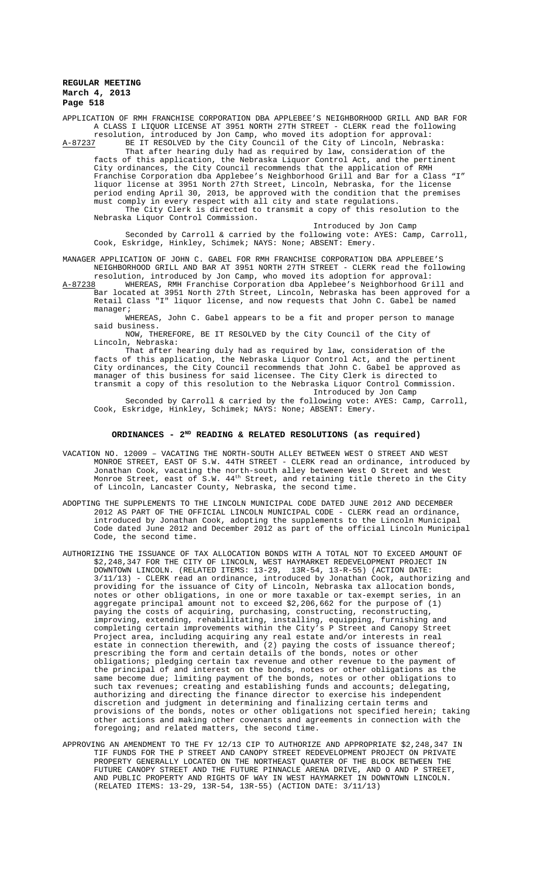APPLICATION OF RMH FRANCHISE CORPORATION DBA APPLEBEE'S NEIGHBORHOOD GRILL AND BAR FOR A CLASS I LIQUOR LICENSE AT 3951 NORTH 27TH STREET - CLERK read the following resolution, introduced by Jon Camp, who moved its adoption for approval:

A-87237 BE IT RESOLVED by the City Council of the City of Lincoln, Nebraska:

That after hearing duly had as required by law, consideration of the facts of this application, the Nebraska Liquor Control Act, and the pertinent City ordinances, the City Council recommends that the application of RMH Franchise Corporation dba Applebee's Neighborhood Grill and Bar for a Class "I" liquor license at 3951 North 27th Street, Lincoln, Nebraska, for the license period ending April 30, 2013, be approved with the condition that the premises must comply in every respect with all city and state regulations.

The City Clerk is directed to transmit a copy of this resolution to the Nebraska Liquor Control Commission.

Introduced by Jon Camp

Seconded by Carroll & carried by the following vote: AYES: Camp, Carroll, Cook, Eskridge, Hinkley, Schimek; NAYS: None; ABSENT: Emery.

MANAGER APPLICATION OF JOHN C. GABEL FOR RMH FRANCHISE CORPORATION DBA APPLEBEE'S NEIGHBORHOOD GRILL AND BAR AT 3951 NORTH 27TH STREET - CLERK read the following resolution, introduced by Jon Camp, who moved its adoption for approval:

A-87238 WHEREAS, RMH Franchise Corporation dba Applebee's Neighborhood Grill and Bar located at 3951 North 27th Street, Lincoln, Nebraska has been approved for a Retail Class "I" liquor license, and now requests that John C. Gabel be named manager;

WHEREAS, John C. Gabel appears to be a fit and proper person to manage said business.

NOW, THEREFORE, BE IT RESOLVED by the City Council of the City of Lincoln, Nebraska:

That after hearing duly had as required by law, consideration of the facts of this application, the Nebraska Liquor Control Act, and the pertinent City ordinances, the City Council recommends that John C. Gabel be approved as manager of this business for said licensee. The City Clerk is directed to transmit a copy of this resolution to the Nebraska Liquor Control Commission.

Introduced by Jon Camp

Seconded by Carroll & carried by the following vote: AYES: Camp, Carroll, Cook, Eskridge, Hinkley, Schimek; NAYS: None; ABSENT: Emery.

## ORDINANCES - 2ND READING & RELATED RESOLUTIONS (as required)

VACATION NO. 12009 – VACATING THE NORTH-SOUTH ALLEY BETWEEN WEST O STREET AND WEST MONROE STREET, EAST OF S.W. 44TH STREET - CLERK read an ordinance, introduced by Jonathan Cook, vacating the north-south alley between West O Street and West Monroe Street, east of S.W. 44th Street, and retaining title thereto in the City of Lincoln, Lancaster County, Nebraska, the second time.

ADOPTING THE SUPPLEMENTS TO THE LINCOLN MUNICIPAL CODE DATED JUNE 2012 AND DECEMBER 2012 AS PART OF THE OFFICIAL LINCOLN MUNICIPAL CODE - CLERK read an ordinance, introduced by Jonathan Cook, adopting the supplements to the Lincoln Municipal Code dated June 2012 and December 2012 as part of the official Lincoln Municipal Code, the second time.

AUTHORIZING THE ISSUANCE OF TAX ALLOCATION BONDS WITH A TOTAL NOT TO EXCEED AMOUNT OF $2,248,347 FOR THE CITY OF LINCOLN, WEST HAYMARKET REDEVELOPMENT PROJECT IN DOWNTOWN LINCOLN. (RELATED ITEMS: 13-29, 13R-54, 13-R-55) (ACTION DATE: 3/11/13) - CLERK read an ordinance, introduced by Jonathan Cook, authorizing and providing for the issuance of City of Lincoln, Nebraska tax allocation bonds, notes or other obligations, in one or more taxable or tax-exempt series, in an aggregate principal amount not to exceed $2,206,662 for the purpose of (1) paying the costs of acquiring, purchasing, constructing, reconstructing, improving, extending, rehabilitating, installing, equipping, furnishing and completing certain improvements within the City's P Street and Canopy Street Project area, including acquiring any real estate and/or interests in real estate in connection therewith, and (2) paying the costs of issuance thereof; prescribing the form and certain details of the bonds, notes or other obligations; pledging certain tax revenue and other revenue to the payment of the principal of and interest on the bonds, notes or other obligations as the same become due; limiting payment of the bonds, notes or other obligations to such tax revenues; creating and establishing funds and accounts; delegating, authorizing and directing the finance director to exercise his independent discretion and judgment in determining and finalizing certain terms and provisions of the bonds, notes or other obligations not specified herein; taking other actions and making other covenants and agreements in connection with the foregoing; and related matters, the second time.

APPROVING AN AMENDMENT TO THE FY 12/13 CIP TO AUTHORIZE AND APPROPRIATE $2,248,347 IN TIF FUNDS FOR THE P STREET AND CANOPY STREET REDEVELOPMENT PROJECT ON PRIVATE PROPERTY GENERALLY LOCATED ON THE NORTHEAST QUARTER OF THE BLOCK BETWEEN THE FUTURE CANOPY STREET AND THE FUTURE PINNACLE ARENA DRIVE, AND O AND P STREET, AND PUBLIC PROPERTY AND RIGHTS OF WAY IN WEST HAYMARKET IN DOWNTOWN LINCOLN. (RELATED ITEMS: 13-29, 13R-54, 13R-55) (ACTION DATE: 3/11/13)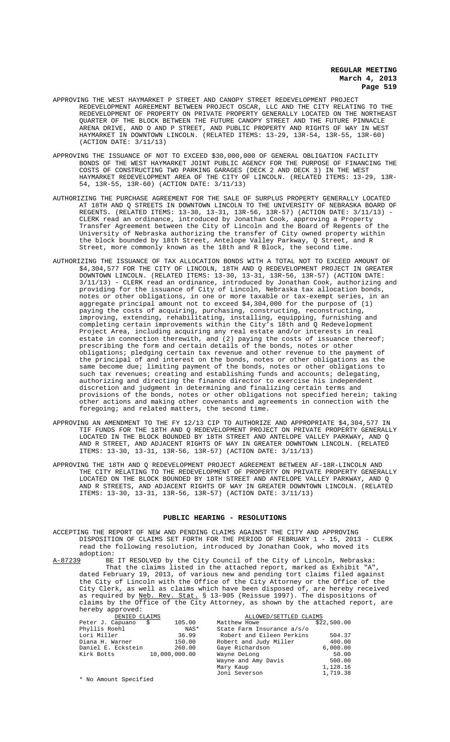APPROVING THE WEST HAYMARKET P STREET AND CANOPY STREET REDEVELOPMENT PROJECT REDEVELOPMENT AGREEMENT BETWEEN PROJECT OSCAR, LLC AND THE CITY RELATING TO THE REDEVELOPMENT OF PROPERTY ON PRIVATE PROPERTY GENERALLY LOCATED ON THE NORTHEAST QUARTER OF THE BLOCK BETWEEN THE FUTURE CANOPY STREET AND THE FUTURE PINNACLE ARENA DRIVE, AND O AND P STREET, AND PUBLIC PROPERTY AND RIGHTS OF WAY IN WEST HAYMARKET IN DOWNTOWN LINCOLN. (RELATED ITEMS: 13-29, 13R-54, 13R-55, 13R-60) (ACTION DATE: 3/11/13)

APPROVING THE ISSUANCE OF NOT TO EXCEED $30,000,000 OF GENERAL OBLIGATION FACILITY BONDS OF THE WEST HAYMARKET JOINT PUBLIC AGENCY FOR THE PURPOSE OF FINANCING THE COSTS OF CONSTRUCTING TWO PARKING GARAGES (DECK 2 AND DECK 3) IN THE WEST HAYMARKET REDEVELOPMENT AREA OF THE CITY OF LINCOLN. (RELATED ITEMS: 13-29, 13R-54, 13R-55, 13R-60) (ACTION DATE: 3/11/13)

AUTHORIZING THE PURCHASE AGREEMENT FOR THE SALE OF SURPLUS PROPERTY GENERALLY LOCATED AT 18TH AND Q STREETS IN DOWNTOWN LINCOLN TO THE UNIVERSITY OF NEBRASKA BOARD OF REGENTS. (RELATED ITEMS: 13-30, 13-31, 13R-56, 13R-57) (ACTION DATE: 3/11/13) - CLERK read an ordinance, introduced by Jonathan Cook, approving a Property Transfer Agreement between the City of Lincoln and the Board of Regents of the University of Nebraska authorizing the transfer of City owned property within the block bounded by 18th Street, Antelope Valley Parkway, Q Street, and R Street, more commonly known as the 18th and R Block, the second time.

AUTHORIZING THE ISSUANCE OF TAX ALLOCATION BONDS WITH A TOTAL NOT TO EXCEED AMOUNT OF $4,304,577 FOR THE CITY OF LINCOLN, 18TH AND Q REDEVELOPMENT PROJECT IN GREATER DOWNTOWN LINCOLN. (RELATED ITEMS: 13-30, 13-31, 13R-56, 13R-57) (ACTION DATE: 3/11/13) - CLERK read an ordinance, introduced by Jonathan Cook, authorizing and providing for the issuance of City of Lincoln, Nebraska tax allocation bonds, notes or other obligations, in one or more taxable or tax-exempt series, in an aggregate principal amount not to exceed $4,304,000 for the purpose of (1) paying the costs of acquiring, purchasing, constructing, reconstructing, improving, extending, rehabilitating, installing, equipping, furnishing and completing certain improvements within the City's 18th and Q Redevelopment Project Area, including acquiring any real estate and/or interests in real estate in connection therewith, and (2) paying the costs of issuance thereof; prescribing the form and certain details of the bonds, notes or other obligations; pledging certain tax revenue and other revenue to the payment of the principal of and interest on the bonds, notes or other obligations as the same become due; limiting payment of the bonds, notes or other obligations to such tax revenues; creating and establishing funds and accounts; delegating, authorizing and directing the finance director to exercise his independent discretion and judgment in determining and finalizing certain terms and provisions of the bonds, notes or other obligations not specified herein; taking other actions and making other covenants and agreements in connection with the foregoing; and related matters, the second time.

APPROVING AN AMENDMENT TO THE FY 12/13 CIP TO AUTHORIZE AND APPROPRIATE $4,304,577 IN TIF FUNDS FOR THE 18TH AND Q REDEVELOPMENT PROJECT ON PRIVATE PROPERTY GENERALLY LOCATED IN THE BLOCK BOUNDED BY 18TH STREET AND ANTELOPE VALLEY PARKWAY, AND Q AND R STREET, AND ADJACENT RIGHTS OF WAY IN GREATER DOWNTOWN LINCOLN. (RELATED ITEMS: 13-30, 13-31, 13R-56, 13R-57) (ACTION DATE: 3/11/13)

APPROVING THE 18TH AND Q REDEVELOPMENT PROJECT AGREEMENT BETWEEN AF-18R-LINCOLN AND THE CITY RELATING TO THE REDEVELOPMENT OF PROPERTY ON PRIVATE PROPERTY GENERALLY LOCATED ON THE BLOCK BOUNDED BY 18TH STREET AND ANTELOPE VALLEY PARKWAY, AND Q AND R STREETS, AND ADJACENT RIGHTS OF WAY IN GREATER DOWNTOWN LINCOLN. (RELATED ITEMS: 13-30, 13-31, 13R-56, 13R-57) (ACTION DATE: 3/11/13)

## PUBLIC HEARING - RESOLUTIONS

ACCEPTING THE REPORT OF NEW AND PENDING CLAIMS AGAINST THE CITY AND APPROVING DISPOSITION OF CLAIMS SET FORTH FOR THE PERIOD OF FEBRUARY 1 - 15, 2013 - CLERK read the following resolution, introduced by Jonathan Cook, who moved its adoption:

A-87239 BE IT RESOLVED by the City Council of the City of Lincoln, Nebraska: That the claims listed in the attached report, marked as Exhibit "A", dated February 19, 2013, of various new and pending tort claims filed against the City of Lincoln with the Office of the City Attorney or the Office of the City Clerk, as well as claims which have been disposed of, are hereby received as required by Neb. Rev. Stat. § 13-905 (Reissue 1997). The dispositions of claims by the Office of the City Attorney, as shown by the attached report, are hereby approved:

| DENIED CLAIMS | | ALLOWED/SETTLED CLAIMS | |
|---|---|---|---|
| Peter J. Capuano | $ 105.00 | Matthew Howe | $22,500.00 |
| Phyllis Roehl | NAS* | State Farm Insurance a/s/o | |
| Lori Miller | 36.99 | Robert and Eileen Perkins | 504.37 |
| Diana H. Warner | 150.00 | Robert and Judy Miller | 400.00 |
| Daniel E. Eckstein | 260.00 | Gaye Richardson | 6,000.00 |
| Kirk Botts | 10,000,000.00 | Wayne DeLong | 50.00 |
| | | Wayne and Amy Davis | 500.00 |
| | | Mary Kaup | 1,128.16 |
| | | Joni Severson | 1,719.38 |

* No Amount Specified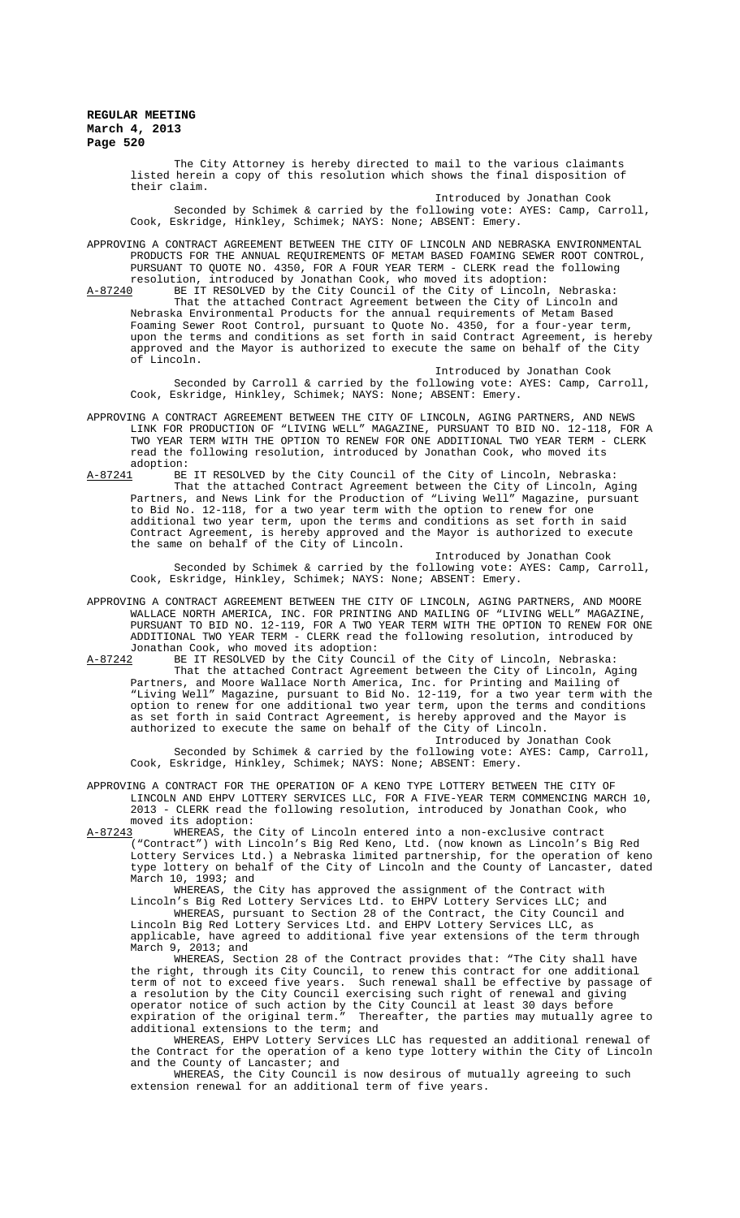The City Attorney is hereby directed to mail to the various claimants listed herein a copy of this resolution which shows the final disposition of their claim.

Introduced by Jonathan Cook

Seconded by Schimek & carried by the following vote: AYES: Camp, Carroll, Cook, Eskridge, Hinkley, Schimek; NAYS: None; ABSENT: Emery.

APPROVING A CONTRACT AGREEMENT BETWEEN THE CITY OF LINCOLN AND NEBRASKA ENVIRONMENTAL PRODUCTS FOR THE ANNUAL REQUIREMENTS OF METAM BASED FOAMING SEWER ROOT CONTROL, PURSUANT TO QUOTE NO. 4350, FOR A FOUR YEAR TERM - CLERK read the following resolution, introduced by Jonathan Cook, who moved its adoption:

A-87240 BE IT RESOLVED by the City Council of the City of Lincoln, Nebraska: That the attached Contract Agreement between the City of Lincoln and Nebraska Environmental Products for the annual requirements of Metam Based Foaming Sewer Root Control, pursuant to Quote No. 4350, for a four-year term, upon the terms and conditions as set forth in said Contract Agreement, is hereby approved and the Mayor is authorized to execute the same on behalf of the City of Lincoln.

Introduced by Jonathan Cook

Seconded by Carroll & carried by the following vote: AYES: Camp, Carroll, Cook, Eskridge, Hinkley, Schimek; NAYS: None; ABSENT: Emery.

APPROVING A CONTRACT AGREEMENT BETWEEN THE CITY OF LINCOLN, AGING PARTNERS, AND NEWS LINK FOR PRODUCTION OF "LIVING WELL" MAGAZINE, PURSUANT TO BID NO. 12-118, FOR A TWO YEAR TERM WITH THE OPTION TO RENEW FOR ONE ADDITIONAL TWO YEAR TERM - CLERK read the following resolution, introduced by Jonathan Cook, who moved its adoption:

A-87241 BE IT RESOLVED by the City Council of the City of Lincoln, Nebraska: That the attached Contract Agreement between the City of Lincoln, Aging Partners, and News Link for the Production of "Living Well" Magazine, pursuant to Bid No. 12-118, for a two year term with the option to renew for one additional two year term, upon the terms and conditions as set forth in said Contract Agreement, is hereby approved and the Mayor is authorized to execute the same on behalf of the City of Lincoln.

Introduced by Jonathan Cook

Seconded by Schimek & carried by the following vote: AYES: Camp, Carroll, Cook, Eskridge, Hinkley, Schimek; NAYS: None; ABSENT: Emery.

APPROVING A CONTRACT AGREEMENT BETWEEN THE CITY OF LINCOLN, AGING PARTNERS, AND MOORE WALLACE NORTH AMERICA, INC. FOR PRINTING AND MAILING OF "LIVING WELL" MAGAZINE, PURSUANT TO BID NO. 12-119, FOR A TWO YEAR TERM WITH THE OPTION TO RENEW FOR ONE ADDITIONAL TWO YEAR TERM - CLERK read the following resolution, introduced by Jonathan Cook, who moved its adoption:

A-87242 BE IT RESOLVED by the City Council of the City of Lincoln, Nebraska: That the attached Contract Agreement between the City of Lincoln, Aging Partners, and Moore Wallace North America, Inc. for Printing and Mailing of "Living Well" Magazine, pursuant to Bid No. 12-119, for a two year term with the option to renew for one additional two year term, upon the terms and conditions as set forth in said Contract Agreement, is hereby approved and the Mayor is authorized to execute the same on behalf of the City of Lincoln.

Introduced by Jonathan Cook

Seconded by Schimek & carried by the following vote: AYES: Camp, Carroll, Cook, Eskridge, Hinkley, Schimek; NAYS: None; ABSENT: Emery.

APPROVING A CONTRACT FOR THE OPERATION OF A KENO TYPE LOTTERY BETWEEN THE CITY OF LINCOLN AND EHPV LOTTERY SERVICES LLC, FOR A FIVE-YEAR TERM COMMENCING MARCH 10, 2013 - CLERK read the following resolution, introduced by Jonathan Cook, who moved its adoption:

A-87243 WHEREAS, the City of Lincoln entered into a non-exclusive contract ("Contract") with Lincoln's Big Red Keno, Ltd. (now known as Lincoln's Big Red Lottery Services Ltd.) a Nebraska limited partnership, for the operation of keno type lottery on behalf of the City of Lincoln and the County of Lancaster, dated March 10, 1993; and

WHEREAS, the City has approved the assignment of the Contract with Lincoln's Big Red Lottery Services Ltd. to EHPV Lottery Services LLC; and

WHEREAS, pursuant to Section 28 of the Contract, the City Council and Lincoln Big Red Lottery Services Ltd. and EHPV Lottery Services LLC, as applicable, have agreed to additional five year extensions of the term through March 9, 2013; and

WHEREAS, Section 28 of the Contract provides that: "The City shall have the right, through its City Council, to renew this contract for one additional term of not to exceed five years. Such renewal shall be effective by passage of a resolution by the City Council exercising such right of renewal and giving operator notice of such action by the City Council at least 30 days before expiration of the original term." Thereafter, the parties may mutually agree to additional extensions to the term; and

WHEREAS, EHPV Lottery Services LLC has requested an additional renewal of the Contract for the operation of a keno type lottery within the City of Lincoln and the County of Lancaster; and

WHEREAS, the City Council is now desirous of mutually agreeing to such extension renewal for an additional term of five years.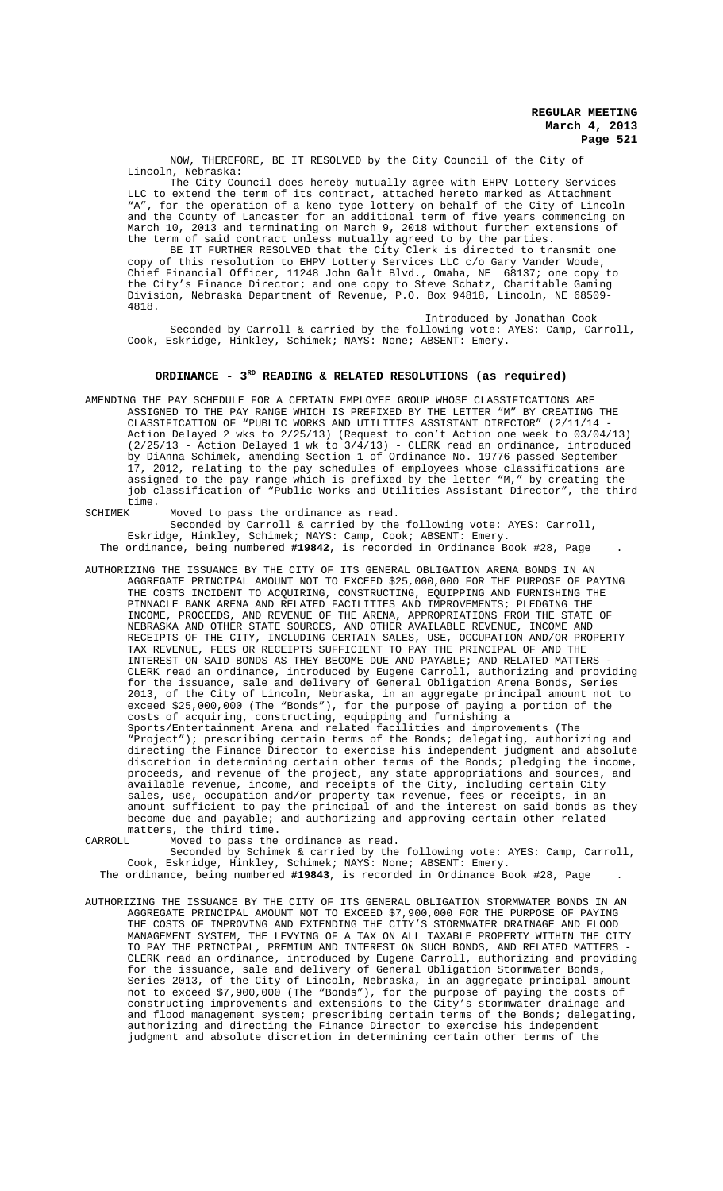NOW, THEREFORE, BE IT RESOLVED by the City Council of the City of Lincoln, Nebraska:

The City Council does hereby mutually agree with EHPV Lottery Services LLC to extend the term of its contract, attached hereto marked as Attachment "A", for the operation of a keno type lottery on behalf of the City of Lincoln and the County of Lancaster for an additional term of five years commencing on March 10, 2013 and terminating on March 9, 2018 without further extensions of the term of said contract unless mutually agreed to by the parties.

BE IT FURTHER RESOLVED that the City Clerk is directed to transmit one copy of this resolution to EHPV Lottery Services LLC c/o Gary Vander Woude, Chief Financial Officer, 11248 John Galt Blvd., Omaha, NE 68137; one copy to the City's Finance Director; and one copy to Steve Schatz, Charitable Gaming Division, Nebraska Department of Revenue, P.O. Box 94818, Lincoln, NE 68509-4818.

Introduced by Jonathan Cook

Seconded by Carroll & carried by the following vote: AYES: Camp, Carroll, Cook, Eskridge, Hinkley, Schimek; NAYS: None; ABSENT: Emery.

## ORDINANCE - 3RD READING & RELATED RESOLUTIONS (as required)

AMENDING THE PAY SCHEDULE FOR A CERTAIN EMPLOYEE GROUP WHOSE CLASSIFICATIONS ARE ASSIGNED TO THE PAY RANGE WHICH IS PREFIXED BY THE LETTER "M" BY CREATING THE CLASSIFICATION OF "PUBLIC WORKS AND UTILITIES ASSISTANT DIRECTOR" (2/11/14 - Action Delayed 2 wks to 2/25/13) (Request to con't Action one week to 03/04/13) (2/25/13 - Action Delayed 1 wk to 3/4/13) - CLERK read an ordinance, introduced by DiAnna Schimek, amending Section 1 of Ordinance No. 19776 passed September 17, 2012, relating to the pay schedules of employees whose classifications are assigned to the pay range which is prefixed by the letter "M," by creating the job classification of "Public Works and Utilities Assistant Director", the third time.

SCHIMEK Moved to pass the ordinance as read.

Seconded by Carroll & carried by the following vote: AYES: Carroll, Eskridge, Hinkley, Schimek; NAYS: Camp, Cook; ABSENT: Emery.

The ordinance, being numbered **#19842**, is recorded in Ordinance Book #28, Page .

AUTHORIZING THE ISSUANCE BY THE CITY OF ITS GENERAL OBLIGATION ARENA BONDS IN AN AGGREGATE PRINCIPAL AMOUNT NOT TO EXCEED $25,000,000 FOR THE PURPOSE OF PAYING THE COSTS INCIDENT TO ACQUIRING, CONSTRUCTING, EQUIPPING AND FURNISHING THE PINNACLE BANK ARENA AND RELATED FACILITIES AND IMPROVEMENTS; PLEDGING THE INCOME, PROCEEDS, AND REVENUE OF THE ARENA, APPROPRIATIONS FROM THE STATE OF NEBRASKA AND OTHER STATE SOURCES, AND OTHER AVAILABLE REVENUE, INCOME AND RECEIPTS OF THE CITY, INCLUDING CERTAIN SALES, USE, OCCUPATION AND/OR PROPERTY TAX REVENUE, FEES OR RECEIPTS SUFFICIENT TO PAY THE PRINCIPAL OF AND THE INTEREST ON SAID BONDS AS THEY BECOME DUE AND PAYABLE; AND RELATED MATTERS - CLERK read an ordinance, introduced by Eugene Carroll, authorizing and providing for the issuance, sale and delivery of General Obligation Arena Bonds, Series 2013, of the City of Lincoln, Nebraska, in an aggregate principal amount not to exceed $25,000,000 (The "Bonds"), for the purpose of paying a portion of the costs of acquiring, constructing, equipping and furnishing a Sports/Entertainment Arena and related facilities and improvements (The "Project"); prescribing certain terms of the Bonds; delegating, authorizing and directing the Finance Director to exercise his independent judgment and absolute discretion in determining certain other terms of the Bonds; pledging the income, proceeds, and revenue of the project, any state appropriations and sources, and available revenue, income, and receipts of the City, including certain City sales, use, occupation and/or property tax revenue, fees or receipts, in an amount sufficient to pay the principal of and the interest on said bonds as they become due and payable; and authorizing and approving certain other related matters, the third time.

CARROLL Moved to pass the ordinance as read.

Seconded by Schimek & carried by the following vote: AYES: Camp, Carroll, Cook, Eskridge, Hinkley, Schimek; NAYS: None; ABSENT: Emery.

The ordinance, being numbered **#19843**, is recorded in Ordinance Book #28, Page .

AUTHORIZING THE ISSUANCE BY THE CITY OF ITS GENERAL OBLIGATION STORMWATER BONDS IN AN AGGREGATE PRINCIPAL AMOUNT NOT TO EXCEED $7,900,000 FOR THE PURPOSE OF PAYING THE COSTS OF IMPROVING AND EXTENDING THE CITY'S STORMWATER DRAINAGE AND FLOOD MANAGEMENT SYSTEM, THE LEVYING OF A TAX ON ALL TAXABLE PROPERTY WITHIN THE CITY TO PAY THE PRINCIPAL, PREMIUM AND INTEREST ON SUCH BONDS, AND RELATED MATTERS - CLERK read an ordinance, introduced by Eugene Carroll, authorizing and providing for the issuance, sale and delivery of General Obligation Stormwater Bonds, Series 2013, of the City of Lincoln, Nebraska, in an aggregate principal amount not to exceed $7,900,000 (The "Bonds"), for the purpose of paying the costs of constructing improvements and extensions to the City's stormwater drainage and and flood management system; prescribing certain terms of the Bonds; delegating, authorizing and directing the Finance Director to exercise his independent judgment and absolute discretion in determining certain other terms of the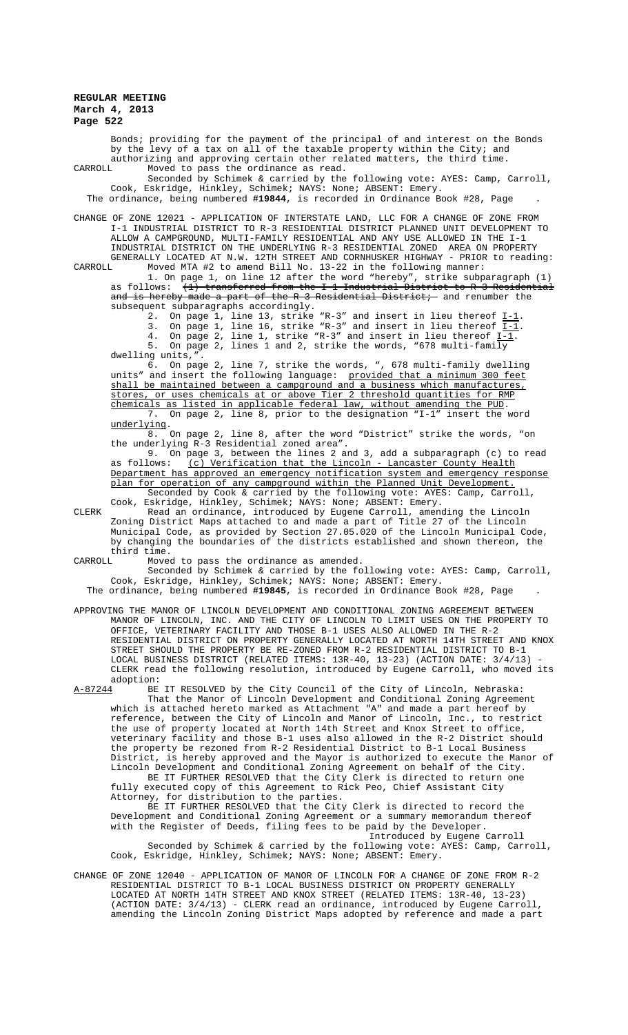Bonds; providing for the payment of the principal of and interest on the Bonds by the levy of a tax on all of the taxable property within the City; and authorizing and approving certain other related matters, the third time.

CARROLL Moved to pass the ordinance as read.

Seconded by Schimek & carried by the following vote: AYES: Camp, Carroll, Cook, Eskridge, Hinkley, Schimek; NAYS: None; ABSENT: Emery.

The ordinance, being numbered **#19844**, is recorded in Ordinance Book #28, Page .

CHANGE OF ZONE 12021 - APPLICATION OF INTERSTATE LAND, LLC FOR A CHANGE OF ZONE FROM I-1 INDUSTRIAL DISTRICT TO R-3 RESIDENTIAL DISTRICT PLANNED UNIT DEVELOPMENT TO ALLOW A CAMPGROUND, MULTI-FAMILY RESIDENTIAL AND ANY USE ALLOWED IN THE I-1 INDUSTRIAL DISTRICT ON THE UNDERLYING R-3 RESIDENTIAL ZONED AREA ON PROPERTY GENERALLY LOCATED AT N.W. 12TH STREET AND CORNHUSKER HIGHWAY - PRIOR to reading:

CARROLL Moved MTA #2 to amend Bill No. 13-22 in the following manner:

1. On page 1, on line 12 after the word "hereby", strike subparagraph (1) as follows: ~~(1) transferred from the I-1 Industrial District to R-3 Residential and is hereby made a part of the R-3 Residential District;~~ and renumber the subsequent subparagraphs accordingly.
2. On page 1, line 13, strike "R-3" and insert in lieu thereof <u>I-1</u>.
3. On page 1, line 16, strike "R-3" and insert in lieu thereof <u>I-1</u>.
4. On page 2, line 1, strike "R-3" and insert in lieu thereof <u>I-1</u>.
5. On page 2, lines 1 and 2, strike the words, "678 multi-family dwelling units,".
6. On page 2, line 7, strike the words, ", 678 multi-family dwelling units" and insert the following language: <u>provided that a minimum 300 feet shall be maintained between a campground and a business which manufactures, stores, or uses chemicals at or above Tier 2 threshold quantities for RMP chemicals as listed in applicable federal law, without amending the PUD</u>.
7. On page 2, line 8, prior to the designation "I-1" insert the word <u>underlying</u>.
8. On page 2, line 8, after the word "District" strike the words, "on the underlying R-3 Residential zoned area".
9. On page 3, between the lines 2 and 3, add a subparagraph (c) to read as follows: <u>(c) Verification that the Lincoln - Lancaster County Health Department has approved an emergency notification system and emergency response plan for operation of any campground within the Planned Unit Development.</u>

Seconded by Cook & carried by the following vote: AYES: Camp, Carroll, Cook, Eskridge, Hinkley, Schimek; NAYS: None; ABSENT: Emery.

CLERK Read an ordinance, introduced by Eugene Carroll, amending the Lincoln Zoning District Maps attached to and made a part of Title 27 of the Lincoln Municipal Code, as provided by Section 27.05.020 of the Lincoln Municipal Code, by changing the boundaries of the districts established and shown thereon, the third time.

CARROLL Moved to pass the ordinance as amended.

Seconded by Schimek & carried by the following vote: AYES: Camp, Carroll, Cook, Eskridge, Hinkley, Schimek; NAYS: None; ABSENT: Emery.

The ordinance, being numbered **#19845**, is recorded in Ordinance Book #28, Page .

APPROVING THE MANOR OF LINCOLN DEVELOPMENT AND CONDITIONAL ZONING AGREEMENT BETWEEN MANOR OF LINCOLN, INC. AND THE CITY OF LINCOLN TO LIMIT USES ON THE PROPERTY TO OFFICE, VETERINARY FACILITY AND THOSE B-1 USES ALSO ALLOWED IN THE R-2 RESIDENTIAL DISTRICT ON PROPERTY GENERALLY LOCATED AT NORTH 14TH STREET AND KNOX STREET SHOULD THE PROPERTY BE RE-ZONED FROM R-2 RESIDENTIAL DISTRICT TO B-1 LOCAL BUSINESS DISTRICT (RELATED ITEMS: 13R-40, 13-23) (ACTION DATE: 3/4/13) - CLERK read the following resolution, introduced by Eugene Carroll, who moved its adoption:

<u>A-87244</u> BE IT RESOLVED by the City Council of the City of Lincoln, Nebraska:

That the Manor of Lincoln Development and Conditional Zoning Agreement which is attached hereto marked as Attachment "A" and made a part hereof by reference, between the City of Lincoln and Manor of Lincoln, Inc., to restrict the use of property located at North 14th Street and Knox Street to office, veterinary facility and those B-1 uses also allowed in the R-2 District should the property be rezoned from R-2 Residential District to B-1 Local Business District, is hereby approved and the Mayor is authorized to execute the Manor of Lincoln Development and Conditional Zoning Agreement on behalf of the City.

BE IT FURTHER RESOLVED that the City Clerk is directed to return one fully executed copy of this Agreement to Rick Peo, Chief Assistant City Attorney, for distribution to the parties.

BE IT FURTHER RESOLVED that the City Clerk is directed to record the Development and Conditional Zoning Agreement or a summary memorandum thereof with the Register of Deeds, filing fees to be paid by the Developer.

Introduced by Eugene Carroll

Seconded by Schimek & carried by the following vote: AYES: Camp, Carroll, Cook, Eskridge, Hinkley, Schimek; NAYS: None; ABSENT: Emery.

CHANGE OF ZONE 12040 - APPLICATION OF MANOR OF LINCOLN FOR A CHANGE OF ZONE FROM R-2 RESIDENTIAL DISTRICT TO B-1 LOCAL BUSINESS DISTRICT ON PROPERTY GENERALLY LOCATED AT NORTH 14TH STREET AND KNOX STREET (RELATED ITEMS: 13R-40, 13-23) (ACTION DATE: 3/4/13) - CLERK read an ordinance, introduced by Eugene Carroll, amending the Lincoln Zoning District Maps adopted by reference and made a part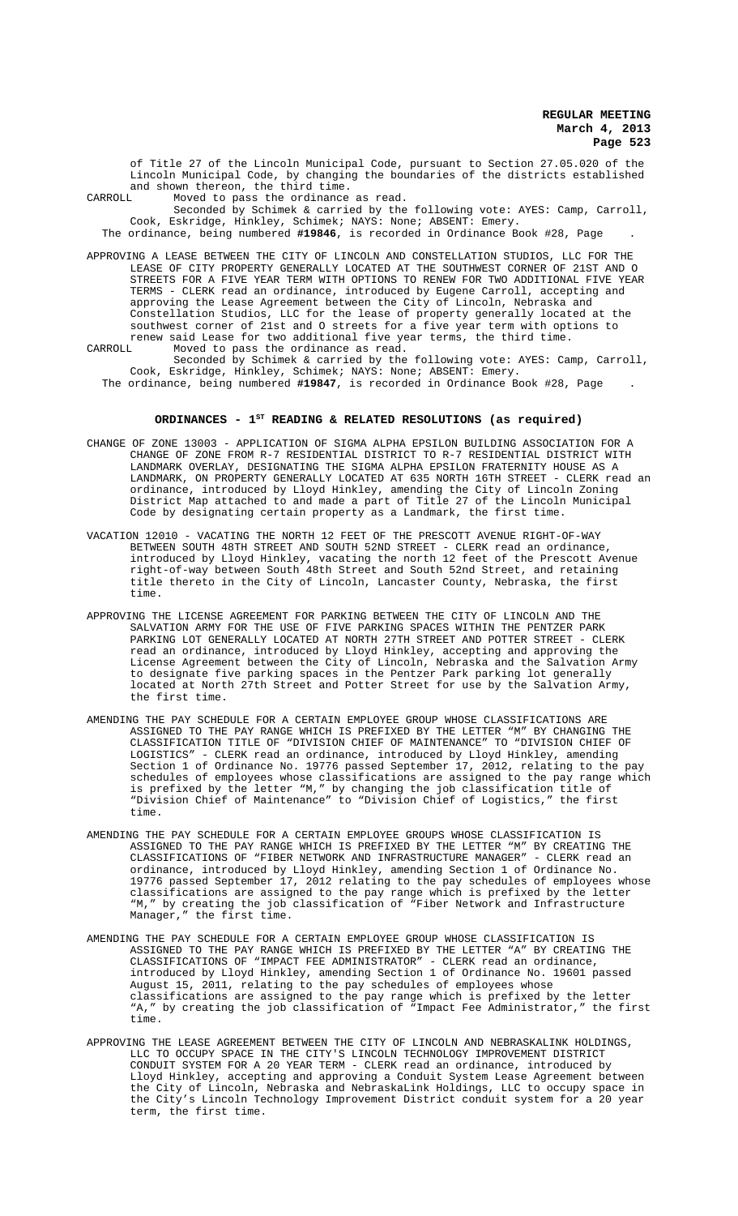of Title 27 of the Lincoln Municipal Code, pursuant to Section 27.05.020 of the Lincoln Municipal Code, by changing the boundaries of the districts established and shown thereon, the third time.

CARROLL Moved to pass the ordinance as read.

Seconded by Schimek & carried by the following vote: AYES: Camp, Carroll, Cook, Eskridge, Hinkley, Schimek; NAYS: None; ABSENT: Emery.

The ordinance, being numbered **#19846**, is recorded in Ordinance Book #28, Page .

APPROVING A LEASE BETWEEN THE CITY OF LINCOLN AND CONSTELLATION STUDIOS, LLC FOR THE LEASE OF CITY PROPERTY GENERALLY LOCATED AT THE SOUTHWEST CORNER OF 21ST AND O STREETS FOR A FIVE YEAR TERM WITH OPTIONS TO RENEW FOR TWO ADDITIONAL FIVE YEAR TERMS - CLERK read an ordinance, introduced by Eugene Carroll, accepting and approving the Lease Agreement between the City of Lincoln, Nebraska and Constellation Studios, LLC for the lease of property generally located at the southwest corner of 21st and O streets for a five year term with options to renew said Lease for two additional five year terms, the third time.

CARROLL Moved to pass the ordinance as read.

Seconded by Schimek & carried by the following vote: AYES: Camp, Carroll, Cook, Eskridge, Hinkley, Schimek; NAYS: None; ABSENT: Emery.

The ordinance, being numbered **#19847**, is recorded in Ordinance Book #28, Page .

## ORDINANCES - 1ST READING & RELATED RESOLUTIONS (as required)

CHANGE OF ZONE 13003 - APPLICATION OF SIGMA ALPHA EPSILON BUILDING ASSOCIATION FOR A CHANGE OF ZONE FROM R-7 RESIDENTIAL DISTRICT TO R-7 RESIDENTIAL DISTRICT WITH LANDMARK OVERLAY, DESIGNATING THE SIGMA ALPHA EPSILON FRATERNITY HOUSE AS A LANDMARK, ON PROPERTY GENERALLY LOCATED AT 635 NORTH 16TH STREET - CLERK read an ordinance, introduced by Lloyd Hinkley, amending the City of Lincoln Zoning District Map attached to and made a part of Title 27 of the Lincoln Municipal Code by designating certain property as a Landmark, the first time.

VACATION 12010 - VACATING THE NORTH 12 FEET OF THE PRESCOTT AVENUE RIGHT-OF-WAY BETWEEN SOUTH 48TH STREET AND SOUTH 52ND STREET - CLERK read an ordinance, introduced by Lloyd Hinkley, vacating the north 12 feet of the Prescott Avenue right-of-way between South 48th Street and South 52nd Street, and retaining title thereto in the City of Lincoln, Lancaster County, Nebraska, the first time.

APPROVING THE LICENSE AGREEMENT FOR PARKING BETWEEN THE CITY OF LINCOLN AND THE SALVATION ARMY FOR THE USE OF FIVE PARKING SPACES WITHIN THE PENTZER PARK PARKING LOT GENERALLY LOCATED AT NORTH 27TH STREET AND POTTER STREET - CLERK read an ordinance, introduced by Lloyd Hinkley, accepting and approving the License Agreement between the City of Lincoln, Nebraska and the Salvation Army to designate five parking spaces in the Pentzer Park parking lot generally located at North 27th Street and Potter Street for use by the Salvation Army, the first time.

AMENDING THE PAY SCHEDULE FOR A CERTAIN EMPLOYEE GROUP WHOSE CLASSIFICATIONS ARE ASSIGNED TO THE PAY RANGE WHICH IS PREFIXED BY THE LETTER "M" BY CHANGING THE CLASSIFICATION TITLE OF "DIVISION CHIEF OF MAINTENANCE" TO "DIVISION CHIEF OF LOGISTICS" - CLERK read an ordinance, introduced by Lloyd Hinkley, amending Section 1 of Ordinance No. 19776 passed September 17, 2012, relating to the pay schedules of employees whose classifications are assigned to the pay range which is prefixed by the letter "M," by changing the job classification title of "Division Chief of Maintenance" to "Division Chief of Logistics," the first time.

AMENDING THE PAY SCHEDULE FOR A CERTAIN EMPLOYEE GROUPS WHOSE CLASSIFICATION IS ASSIGNED TO THE PAY RANGE WHICH IS PREFIXED BY THE LETTER "M" BY CREATING THE CLASSIFICATIONS OF "FIBER NETWORK AND INFRASTRUCTURE MANAGER" - CLERK read an ordinance, introduced by Lloyd Hinkley, amending Section 1 of Ordinance No. 19776 passed September 17, 2012 relating to the pay schedules of employees whose classifications are assigned to the pay range which is prefixed by the letter "M," by creating the job classification of "Fiber Network and Infrastructure Manager," the first time.

AMENDING THE PAY SCHEDULE FOR A CERTAIN EMPLOYEE GROUP WHOSE CLASSIFICATION IS ASSIGNED TO THE PAY RANGE WHICH IS PREFIXED BY THE LETTER "A" BY CREATING THE CLASSIFICATIONS OF "IMPACT FEE ADMINISTRATOR" - CLERK read an ordinance, introduced by Lloyd Hinkley, amending Section 1 of Ordinance No. 19601 passed August 15, 2011, relating to the pay schedules of employees whose classifications are assigned to the pay range which is prefixed by the letter "A," by creating the job classification of "Impact Fee Administrator," the first time.

APPROVING THE LEASE AGREEMENT BETWEEN THE CITY OF LINCOLN AND NEBRASKALINK HOLDINGS, LLC TO OCCUPY SPACE IN THE CITY'S LINCOLN TECHNOLOGY IMPROVEMENT DISTRICT CONDUIT SYSTEM FOR A 20 YEAR TERM - CLERK read an ordinance, introduced by Lloyd Hinkley, accepting and approving a Conduit System Lease Agreement between the City of Lincoln, Nebraska and NebraskaLink Holdings, LLC to occupy space in the City's Lincoln Technology Improvement District conduit system for a 20 year term, the first time.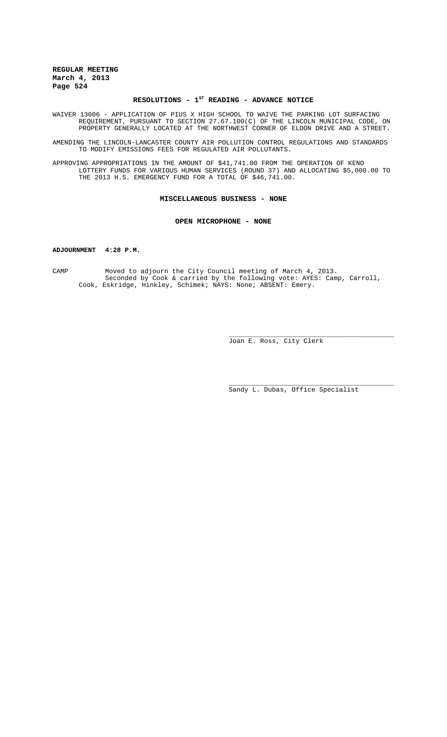## RESOLUTIONS - 1ST READING - ADVANCE NOTICE

WAIVER 13006 - APPLICATION OF PIUS X HIGH SCHOOL TO WAIVE THE PARKING LOT SURFACING REQUIREMENT, PURSUANT TO SECTION 27.67.100(C) OF THE LINCOLN MUNICIPAL CODE, ON PROPERTY GENERALLY LOCATED AT THE NORTHWEST CORNER OF ELDON DRIVE AND A STREET.

AMENDING THE LINCOLN-LANCASTER COUNTY AIR POLLUTION CONTROL REGULATIONS AND STANDARDS TO MODIFY EMISSIONS FEES FOR REGULATED AIR POLLUTANTS.

APPROVING APPROPRIATIONS IN THE AMOUNT OF $41,741.00 FROM THE OPERATION OF KENO LOTTERY FUNDS FOR VARIOUS HUMAN SERVICES (ROUND 37) AND ALLOCATING $5,000.00 TO THE 2013 H.S. EMERGENCY FUND FOR A TOTAL OF $46,741.00.

## MISCELLANEOUS BUSINESS - NONE

## OPEN MICROPHONE - NONE

**ADJOURNMENT 4:28 P.M.**

CAMP Moved to adjourn the City Council meeting of March 4, 2013.
Seconded by Cook & carried by the following vote: AYES: Camp, Carroll, Cook, Eskridge, Hinkley, Schimek; NAYS: None; ABSENT: Emery.

Joan E. Ross, City Clerk

Sandy L. Dubas, Office Specialist